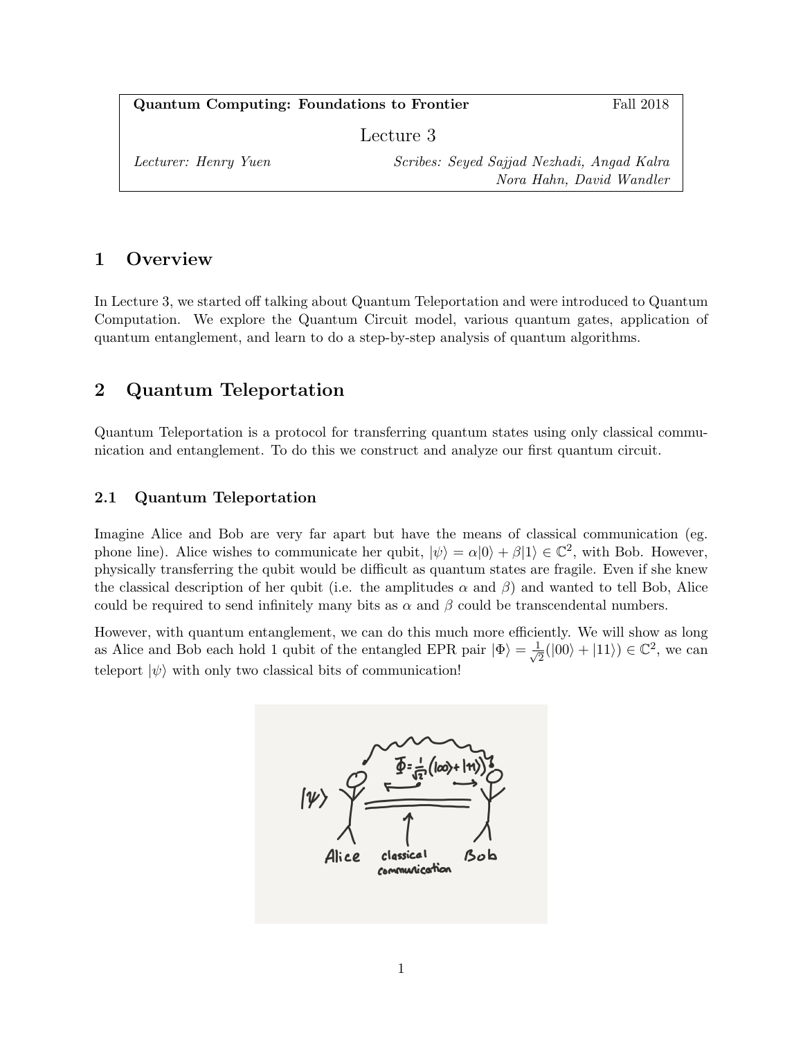**Quantum Computing: Foundations to Frontier** Fall 2018

Lecture 3

*Lecturer: Henry Yuen* *Scribes: Seyed Sajjad Nezhadi, Angad Kalra Nora Hahn, David Wandler*

# 1 Overview

In Lecture 3, we started off talking about Quantum Teleportation and were introduced to Quantum Computation. We explore the Quantum Circuit model, various quantum gates, application of quantum entanglement, and learn to do a step-by-step analysis of quantum algorithms.

# 2 Quantum Teleportation

Quantum Teleportation is a protocol for transferring quantum states using only classical communication and entanglement. To do this we construct and analyze our first quantum circuit.

## 2.1 Quantum Teleportation

Imagine Alice and Bob are very far apart but have the means of classical communication (eg. phone line). Alice wishes to communicate her qubit, $|\psi\rangle = \alpha|0\rangle + \beta|1\rangle \in \mathbb{C}^2$, with Bob. However, physically transferring the qubit would be difficult as quantum states are fragile. Even if she knew the classical description of her qubit (i.e. the amplitudes $\alpha$ and $\beta$) and wanted to tell Bob, Alice could be required to send infinitely many bits as $\alpha$ and $\beta$ could be transcendental numbers.

However, with quantum entanglement, we can do this much more efficiently. We will show as long as Alice and Bob each hold 1 qubit of the entangled EPR pair $|\Phi\rangle = \frac{1}{\sqrt{2}}(|00\rangle + |11\rangle) \in \mathbb{C}^2$, we can teleport $|\psi\rangle$ with only two classical bits of communication!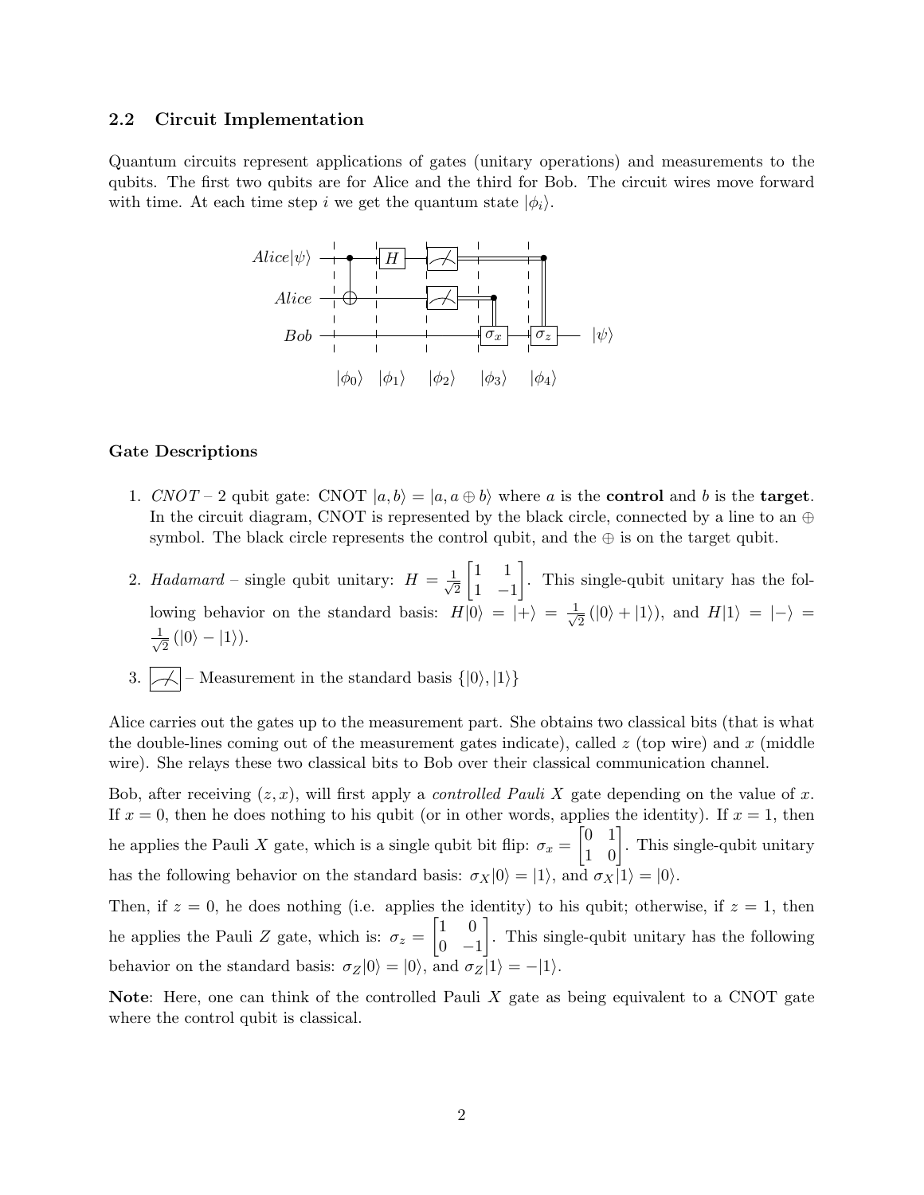### 2.2 Circuit Implementation

Quantum circuits represent applications of gates (unitary operations) and measurements to the qubits. The first two qubits are for Alice and the third for Bob. The circuit wires move forward with time. At each time step $i$ we get the quantum state $|\phi_i\rangle$.

**Gate Descriptions**

1. *CNOT* – 2 qubit gate: CNOT $|a,b\rangle = |a, a \oplus b\rangle$ where $a$ is the **control** and $b$ is the **target**. In the circuit diagram, CNOT is represented by the black circle, connected by a line to an $\oplus$ symbol. The black circle represents the control qubit, and the $\oplus$ is on the target qubit.

2. *Hadamard* – single qubit unitary: $H = \frac{1}{\sqrt{2}}\begin{bmatrix} 1 & 1 \\ 1 & -1 \end{bmatrix}$. This single-qubit unitary has the following behavior on the standard basis: $H|0\rangle = |+\rangle = \frac{1}{\sqrt{2}}(|0\rangle + |1\rangle)$, and $H|1\rangle = |-\rangle = \frac{1}{\sqrt{2}}(|0\rangle - |1\rangle)$.

3. [measurement symbol] – Measurement in the standard basis $\{|0\rangle, |1\rangle\}$

Alice carries out the gates up to the measurement part. She obtains two classical bits (that is what the double-lines coming out of the measurement gates indicate), called $z$ (top wire) and $x$ (middle wire). She relays these two classical bits to Bob over their classical communication channel.

Bob, after receiving $(z, x)$, will first apply a *controlled Pauli X* gate depending on the value of $x$. If $x = 0$, then he does nothing to his qubit (or in other words, applies the identity). If $x = 1$, then he applies the Pauli $X$ gate, which is a single qubit bit flip: $\sigma_x = \begin{bmatrix} 0 & 1 \\ 1 & 0 \end{bmatrix}$. This single-qubit unitary has the following behavior on the standard basis: $\sigma_X|0\rangle = |1\rangle$, and $\sigma_X|1\rangle = |0\rangle$.

Then, if $z = 0$, he does nothing (i.e. applies the identity) to his qubit; otherwise, if $z = 1$, then he applies the Pauli $Z$ gate, which is: $\sigma_z = \begin{bmatrix} 1 & 0 \\ 0 & -1 \end{bmatrix}$. This single-qubit unitary has the following behavior on the standard basis: $\sigma_Z|0\rangle = |0\rangle$, and $\sigma_Z|1\rangle = -|1\rangle$.

**Note**: Here, one can think of the controlled Pauli $X$ gate as being equivalent to a CNOT gate where the control qubit is classical.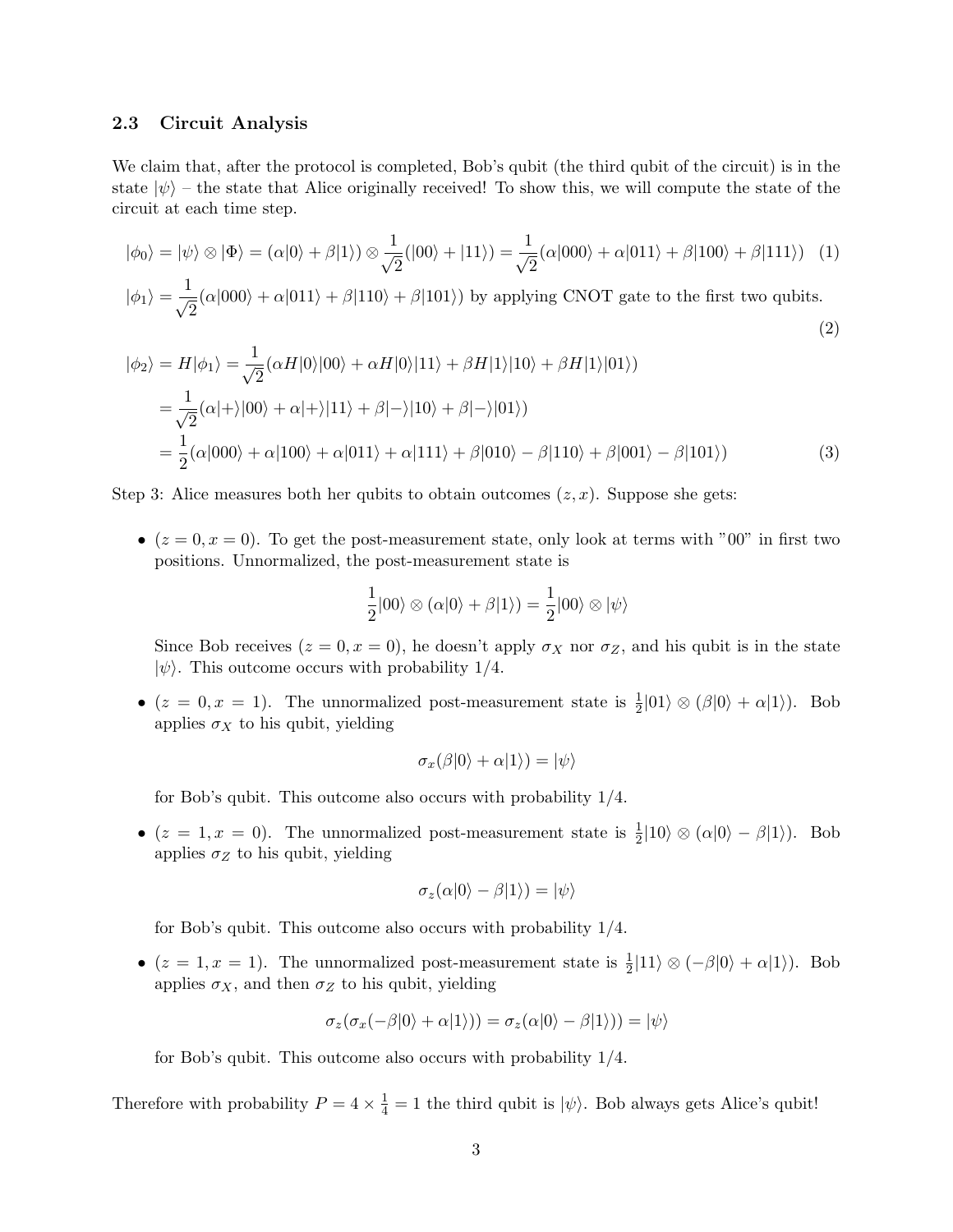### 2.3 Circuit Analysis

We claim that, after the protocol is completed, Bob's qubit (the third qubit of the circuit) is in the state $|\psi\rangle$ – the state that Alice originally received! To show this, we will compute the state of the circuit at each time step.

$$|\phi_0\rangle = |\psi\rangle \otimes |\Phi\rangle = (\alpha|0\rangle + \beta|1\rangle) \otimes \frac{1}{\sqrt{2}}(|00\rangle + |11\rangle) = \frac{1}{\sqrt{2}}(\alpha|000\rangle + \alpha|011\rangle + \beta|100\rangle + \beta|111\rangle) \quad (1)$$

$$|\phi_1\rangle = \frac{1}{\sqrt{2}}(\alpha|000\rangle + \alpha|011\rangle + \beta|110\rangle + \beta|101\rangle) \text{ by applying CNOT gate to the first two qubits.} \quad (2)$$

$$\begin{aligned}
|\phi_2\rangle = H|\phi_1\rangle &= \frac{1}{\sqrt{2}}(\alpha H|0\rangle|00\rangle + \alpha H|0\rangle|11\rangle + \beta H|1\rangle|10\rangle + \beta H|1\rangle|01\rangle) \\
&= \frac{1}{\sqrt{2}}(\alpha|+\rangle|00\rangle + \alpha|+\rangle|11\rangle + \beta|-\rangle|10\rangle + \beta|-\rangle|01\rangle) \\
&= \frac{1}{2}(\alpha|000\rangle + \alpha|100\rangle + \alpha|011\rangle + \alpha|111\rangle + \beta|010\rangle - \beta|110\rangle + \beta|001\rangle - \beta|101\rangle) \quad (3)
\end{aligned}$$

Step 3: Alice measures both her qubits to obtain outcomes $(z, x)$. Suppose she gets:

- $(z = 0, x = 0)$. To get the post-measurement state, only look at terms with "00" in first two positions. Unnormalized, the post-measurement state is

  $$\frac{1}{2}|00\rangle \otimes (\alpha|0\rangle + \beta|1\rangle) = \frac{1}{2}|00\rangle \otimes |\psi\rangle$$

  Since Bob receives $(z = 0, x = 0)$, he doesn't apply $\sigma_X$ nor $\sigma_Z$, and his qubit is in the state $|\psi\rangle$. This outcome occurs with probability 1/4.

- $(z = 0, x = 1)$. The unnormalized post-measurement state is $\frac{1}{2}|01\rangle \otimes (\beta|0\rangle + \alpha|1\rangle)$. Bob applies $\sigma_X$ to his qubit, yielding

  $$\sigma_x(\beta|0\rangle + \alpha|1\rangle) = |\psi\rangle$$

  for Bob's qubit. This outcome also occurs with probability 1/4.

- $(z = 1, x = 0)$. The unnormalized post-measurement state is $\frac{1}{2}|10\rangle \otimes (\alpha|0\rangle - \beta|1\rangle)$. Bob applies $\sigma_Z$ to his qubit, yielding

  $$\sigma_z(\alpha|0\rangle - \beta|1\rangle) = |\psi\rangle$$

  for Bob's qubit. This outcome also occurs with probability 1/4.

- $(z = 1, x = 1)$. The unnormalized post-measurement state is $\frac{1}{2}|11\rangle \otimes (-\beta|0\rangle + \alpha|1\rangle)$. Bob applies $\sigma_X$, and then $\sigma_Z$ to his qubit, yielding

  $$\sigma_z(\sigma_x(-\beta|0\rangle + \alpha|1\rangle)) = \sigma_z(\alpha|0\rangle - \beta|1\rangle)) = |\psi\rangle$$

  for Bob's qubit. This outcome also occurs with probability 1/4.

Therefore with probability $P = 4 \times \frac{1}{4} = 1$ the third qubit is $|\psi\rangle$. Bob always gets Alice's qubit!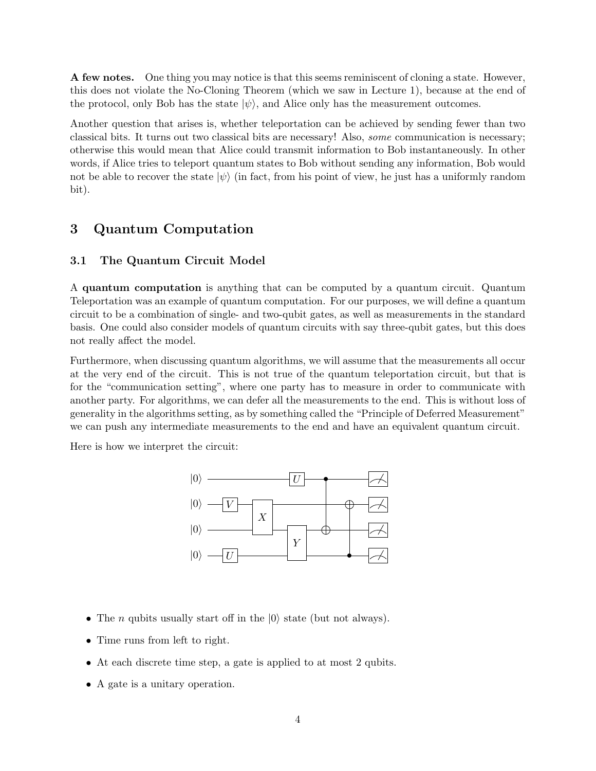**A few notes.** One thing you may notice is that this seems reminiscent of cloning a state. However, this does not violate the No-Cloning Theorem (which we saw in Lecture 1), because at the end of the protocol, only Bob has the state $|\psi\rangle$, and Alice only has the measurement outcomes.

Another question that arises is, whether teleportation can be achieved by sending fewer than two classical bits. It turns out two classical bits are necessary! Also, *some* communication is necessary; otherwise this would mean that Alice could transmit information to Bob instantaneously. In other words, if Alice tries to teleport quantum states to Bob without sending any information, Bob would not be able to recover the state $|\psi\rangle$ (in fact, from his point of view, he just has a uniformly random bit).

## 3 Quantum Computation

### 3.1 The Quantum Circuit Model

A **quantum computation** is anything that can be computed by a quantum circuit. Quantum Teleportation was an example of quantum computation. For our purposes, we will define a quantum circuit to be a combination of single- and two-qubit gates, as well as measurements in the standard basis. One could also consider models of quantum circuits with say three-qubit gates, but this does not really affect the model.

Furthermore, when discussing quantum algorithms, we will assume that the measurements all occur at the very end of the circuit. This is not true of the quantum teleportation circuit, but that is for the "communication setting", where one party has to measure in order to communicate with another party. For algorithms, we can defer all the measurements to the end. This is without loss of generality in the algorithms setting, as by something called the "Principle of Deferred Measurement" we can push any intermediate measurements to the end and have an equivalent quantum circuit.

Here is how we interpret the circuit:

- The $n$ qubits usually start off in the $|0\rangle$ state (but not always).
- Time runs from left to right.
- At each discrete time step, a gate is applied to at most 2 qubits.
- A gate is a unitary operation.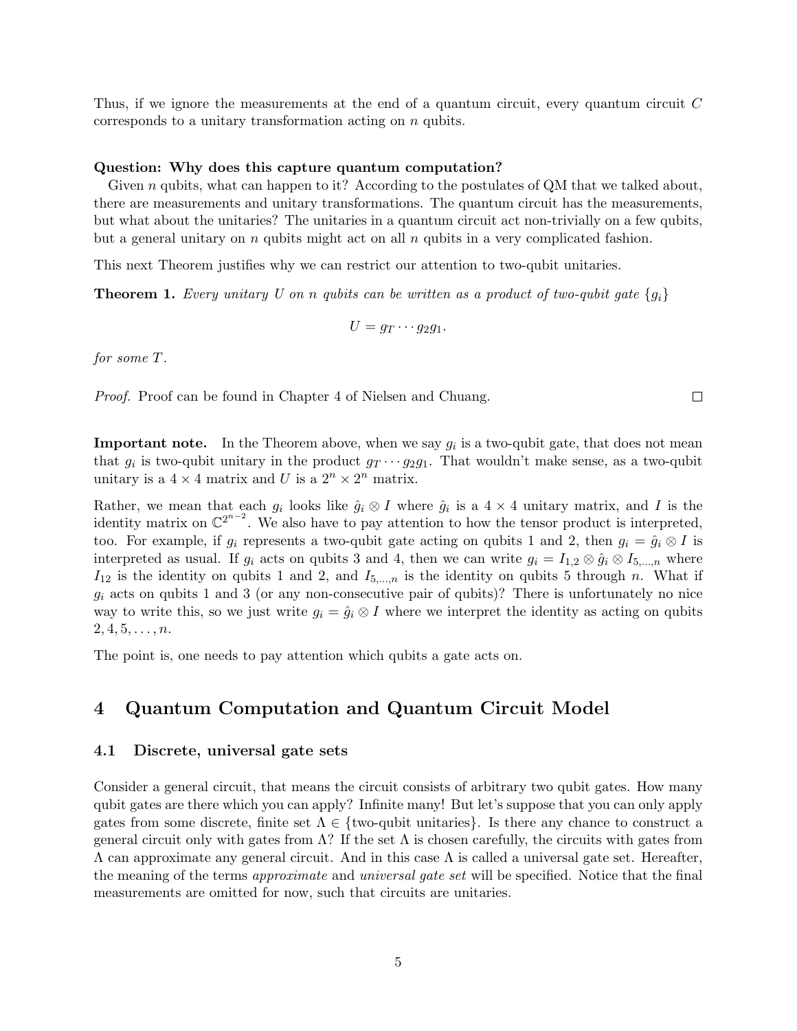Thus, if we ignore the measurements at the end of a quantum circuit, every quantum circuit $C$ corresponds to a unitary transformation acting on $n$ qubits.

**Question: Why does this capture quantum computation?**

Given $n$ qubits, what can happen to it? According to the postulates of QM that we talked about, there are measurements and unitary transformations. The quantum circuit has the measurements, but what about the unitaries? The unitaries in a quantum circuit act non-trivially on a few qubits, but a general unitary on $n$ qubits might act on all $n$ qubits in a very complicated fashion.

This next Theorem justifies why we can restrict our attention to two-qubit unitaries.

**Theorem 1.** *Every unitary $U$ on $n$ qubits can be written as a product of two-qubit gate $\{g_i\}$*

$$U = g_T \cdots g_2 g_1.$$

*for some $T$.*

*Proof.* Proof can be found in Chapter 4 of Nielsen and Chuang. □

**Important note.** In the Theorem above, when we say $g_i$ is a two-qubit gate, that does not mean that $g_i$ is two-qubit unitary in the product $g_T \cdots g_2 g_1$. That wouldn't make sense, as a two-qubit unitary is a $4 \times 4$ matrix and $U$ is a $2^n \times 2^n$ matrix.

Rather, we mean that each $g_i$ looks like $\hat{g}_i \otimes I$ where $\hat{g}_i$ is a $4 \times 4$ unitary matrix, and $I$ is the identity matrix on $\mathbb{C}^{2^{n-2}}$. We also have to pay attention to how the tensor product is interpreted, too. For example, if $g_i$ represents a two-qubit gate acting on qubits 1 and 2, then $g_i = \hat{g}_i \otimes I$ is interpreted as usual. If $g_i$ acts on qubits 3 and 4, then we can write $g_i = I_{1,2} \otimes \hat{g}_i \otimes I_{5,\ldots,n}$ where $I_{12}$ is the identity on qubits 1 and 2, and $I_{5,\ldots,n}$ is the identity on qubits 5 through $n$. What if $g_i$ acts on qubits 1 and 3 (or any non-consecutive pair of qubits)? There is unfortunately no nice way to write this, so we just write $g_i = \hat{g}_i \otimes I$ where we interpret the identity as acting on qubits $2, 4, 5, \ldots, n$.

The point is, one needs to pay attention which qubits a gate acts on.

# 4 Quantum Computation and Quantum Circuit Model

## 4.1 Discrete, universal gate sets

Consider a general circuit, that means the circuit consists of arbitrary two qubit gates. How many qubit gates are there which you can apply? Infinite many! But let's suppose that you can only apply gates from some discrete, finite set $\Lambda \in \{\text{two-qubit unitaries}\}$. Is there any chance to construct a general circuit only with gates from $\Lambda$? If the set $\Lambda$ is chosen carefully, the circuits with gates from $\Lambda$ can approximate any general circuit. And in this case $\Lambda$ is called a universal gate set. Hereafter, the meaning of the terms *approximate* and *universal gate set* will be specified. Notice that the final measurements are omitted for now, such that circuits are unitaries.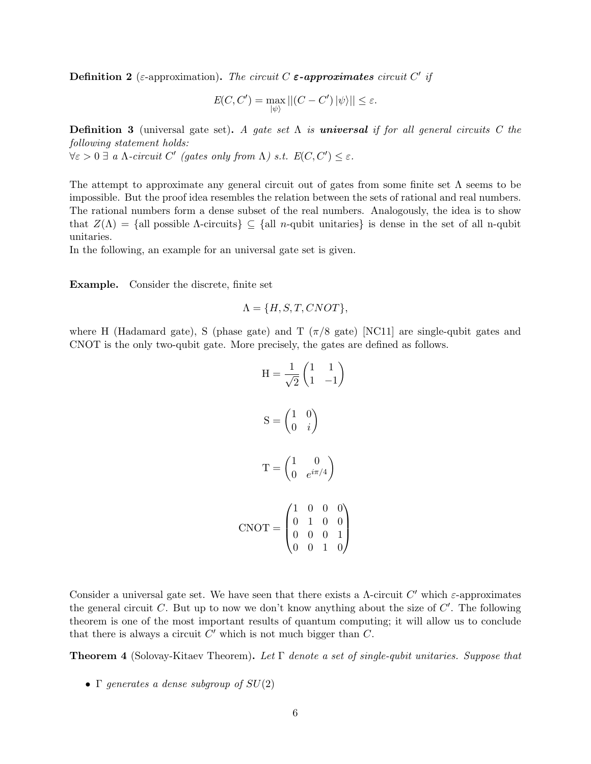**Definition 2** ($\varepsilon$-approximation)**.** *The circuit $C$ **$\varepsilon$-approximates** circuit $C'$ if*

$$E(C, C') = \max_{|\psi\rangle} ||(C - C')\,|\psi\rangle|| \leq \varepsilon.$$

**Definition 3** (universal gate set)**.** *A gate set $\Lambda$ is **universal** if for all general circuits $C$ the following statement holds:*
*$\forall \varepsilon > 0 \; \exists$ a $\Lambda$-circuit $C'$ (gates only from $\Lambda$) s.t. $E(C, C') \leq \varepsilon$.*

The attempt to approximate any general circuit out of gates from some finite set $\Lambda$ seems to be impossible. But the proof idea resembles the relation between the sets of rational and real numbers. The rational numbers form a dense subset of the real numbers. Analogously, the idea is to show that $Z(\Lambda) = \{\text{all possible } \Lambda\text{-circuits}\} \subseteq \{\text{all } n\text{-qubit unitaries}\}$ is dense in the set of all n-qubit unitaries.
In the following, an example for an universal gate set is given.

**Example.** Consider the discrete, finite set

$$\Lambda = \{H, S, T, CNOT\},$$

where H (Hadamard gate), S (phase gate) and T ($\pi/8$ gate) [NC11] are single-qubit gates and CNOT is the only two-qubit gate. More precisely, the gates are defined as follows.

$$\mathrm{H} = \frac{1}{\sqrt{2}} \begin{pmatrix} 1 & 1 \\ 1 & -1 \end{pmatrix}$$

$$\mathrm{S} = \begin{pmatrix} 1 & 0 \\ 0 & i \end{pmatrix}$$

$$\mathrm{T} = \begin{pmatrix} 1 & 0 \\ 0 & e^{i\pi/4} \end{pmatrix}$$

$$\mathrm{CNOT} = \begin{pmatrix} 1 & 0 & 0 & 0 \\ 0 & 1 & 0 & 0 \\ 0 & 0 & 0 & 1 \\ 0 & 0 & 1 & 0 \end{pmatrix}$$

Consider a universal gate set. We have seen that there exists a $\Lambda$-circuit $C'$ which $\varepsilon$-approximates the general circuit $C$. But up to now we don't know anything about the size of $C'$. The following theorem is one of the most important results of quantum computing; it will allow us to conclude that there is always a circuit $C'$ which is not much bigger than $C$.

**Theorem 4** (Solovay-Kitaev Theorem)**.** *Let $\Gamma$ denote a set of single-qubit unitaries. Suppose that*

- *$\Gamma$ generates a dense subgroup of $SU(2)$*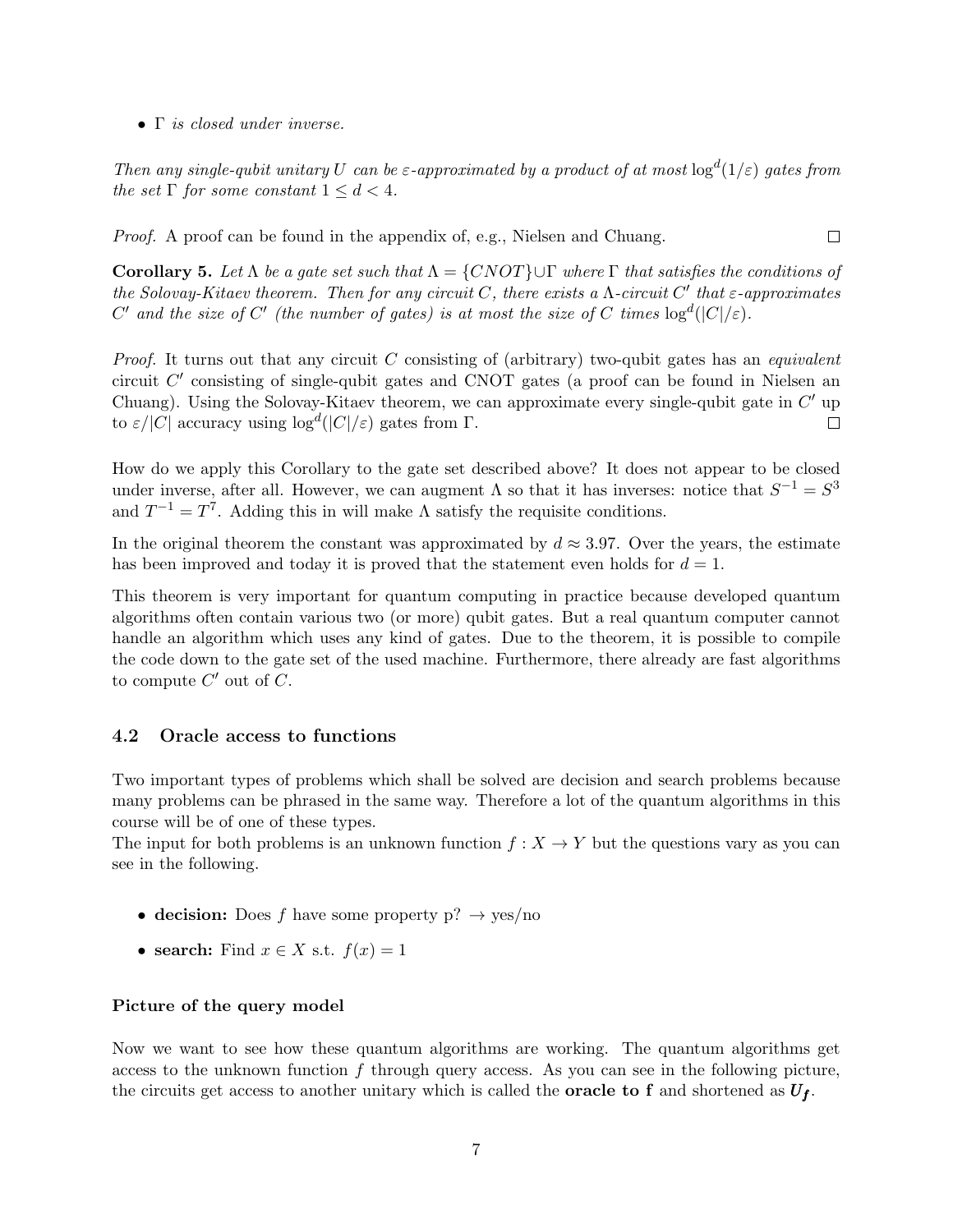- $\Gamma$ *is closed under inverse.*

*Then any single-qubit unitary $U$ can be $\varepsilon$-approximated by a product of at most $\log^d(1/\varepsilon)$ gates from the set $\Gamma$ for some constant $1 \leq d < 4$.*

*Proof.* A proof can be found in the appendix of, e.g., Nielsen and Chuang. □

**Corollary 5.** *Let $\Lambda$ be a gate set such that $\Lambda = \{CNOT\} \cup \Gamma$ where $\Gamma$ that satisfies the conditions of the Solovay-Kitaev theorem. Then for any circuit $C$, there exists a $\Lambda$-circuit $C'$ that $\varepsilon$-approximates $C'$ and the size of $C'$ (the number of gates) is at most the size of $C$ times $\log^d(|C|/\varepsilon)$.*

*Proof.* It turns out that any circuit $C$ consisting of (arbitrary) two-qubit gates has an *equivalent* circuit $C'$ consisting of single-qubit gates and CNOT gates (a proof can be found in Nielsen an Chuang). Using the Solovay-Kitaev theorem, we can approximate every single-qubit gate in $C'$ up to $\varepsilon/|C|$ accuracy using $\log^d(|C|/\varepsilon)$ gates from $\Gamma$. □

How do we apply this Corollary to the gate set described above? It does not appear to be closed under inverse, after all. However, we can augment $\Lambda$ so that it has inverses: notice that $S^{-1} = S^3$ and $T^{-1} = T^7$. Adding this in will make $\Lambda$ satisfy the requisite conditions.

In the original theorem the constant was approximated by $d \approx 3.97$. Over the years, the estimate has been improved and today it is proved that the statement even holds for $d = 1$.

This theorem is very important for quantum computing in practice because developed quantum algorithms often contain various two (or more) qubit gates. But a real quantum computer cannot handle an algorithm which uses any kind of gates. Due to the theorem, it is possible to compile the code down to the gate set of the used machine. Furthermore, there already are fast algorithms to compute $C'$ out of $C$.

### 4.2 Oracle access to functions

Two important types of problems which shall be solved are decision and search problems because many problems can be phrased in the same way. Therefore a lot of the quantum algorithms in this course will be of one of these types.
The input for both problems is an unknown function $f : X \to Y$ but the questions vary as you can see in the following.

- **decision:** Does $f$ have some property p? $\to$ yes/no
- **search:** Find $x \in X$ s.t. $f(x) = 1$

#### Picture of the query model

Now we want to see how these quantum algorithms are working. The quantum algorithms get access to the unknown function $f$ through query access. As you can see in the following picture, the circuits get access to another unitary which is called the **oracle to f** and shortened as $\boldsymbol{U_f}$.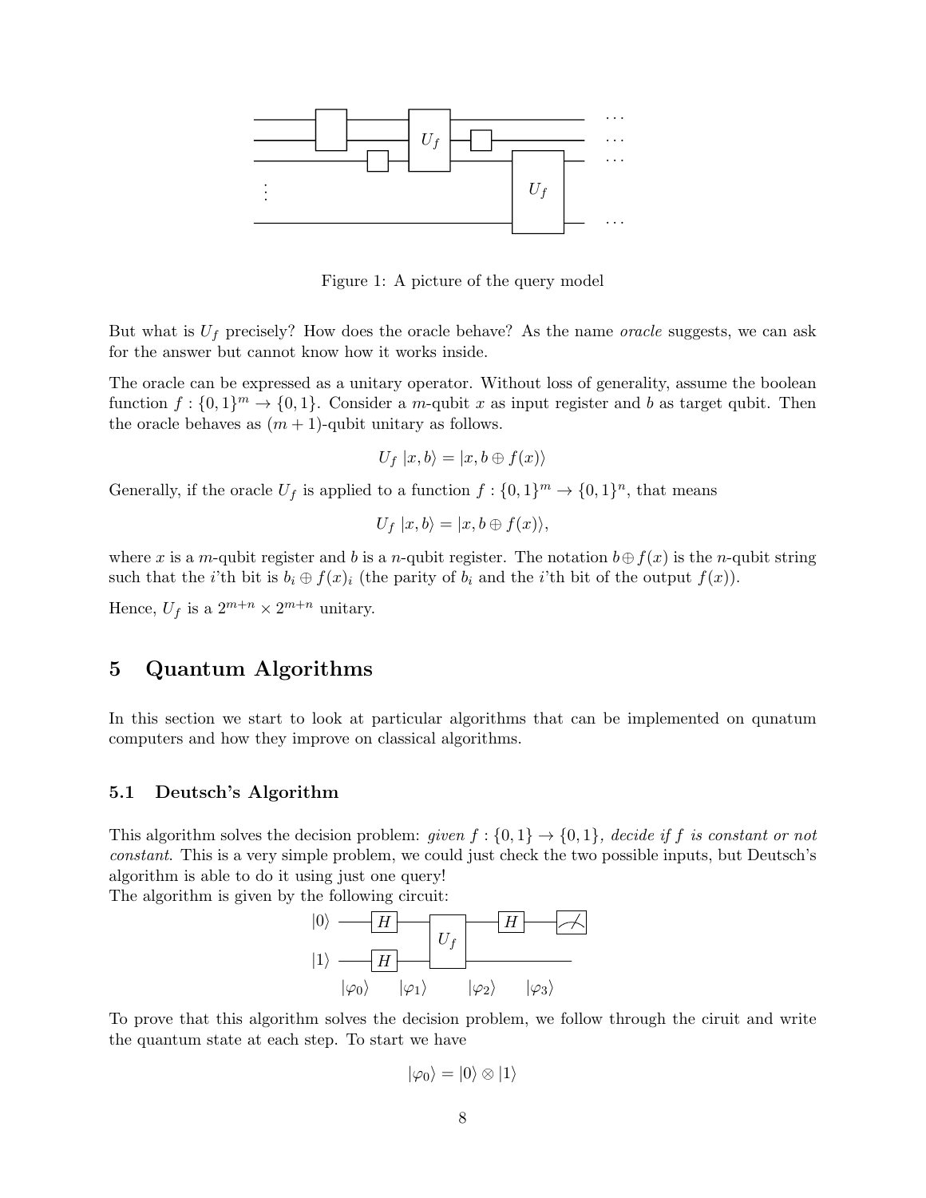Figure 1: A picture of the query model

But what is $U_f$ precisely? How does the oracle behave? As the name *oracle* suggests, we can ask for the answer but cannot know how it works inside.

The oracle can be expressed as a unitary operator. Without loss of generality, assume the boolean function $f : \{0,1\}^m \to \{0,1\}$. Consider a $m$-qubit $x$ as input register and $b$ as target qubit. Then the oracle behaves as $(m+1)$-qubit unitary as follows.

$$U_f \, |x, b\rangle = |x, b \oplus f(x)\rangle$$

Generally, if the oracle $U_f$ is applied to a function $f : \{0,1\}^m \to \{0,1\}^n$, that means

$$U_f \, |x, b\rangle = |x, b \oplus f(x)\rangle,$$

where $x$ is a $m$-qubit register and $b$ is a $n$-qubit register. The notation $b \oplus f(x)$ is the $n$-qubit string such that the $i$'th bit is $b_i \oplus f(x)_i$ (the parity of $b_i$ and the $i$'th bit of the output $f(x)$).

Hence, $U_f$ is a $2^{m+n} \times 2^{m+n}$ unitary.

## 5 Quantum Algorithms

In this section we start to look at particular algorithms that can be implemented on qunatum computers and how they improve on classical algorithms.

### 5.1 Deutsch's Algorithm

This algorithm solves the decision problem: *given $f : \{0,1\} \to \{0,1\}$, decide if $f$ is constant or not constant*. This is a very simple problem, we could just check the two possible inputs, but Deutsch's algorithm is able to do it using just one query!

The algorithm is given by the following circuit:

$|0\rangle$ — $H$ — $U_f$ — $H$ — (measure)

$|1\rangle$ — $H$ — $U_f$ —

$|\varphi_0\rangle \quad |\varphi_1\rangle \quad |\varphi_2\rangle \quad |\varphi_3\rangle$

To prove that this algorithm solves the decision problem, we follow through the ciruit and write the quantum state at each step. To start we have

$$|\varphi_0\rangle = |0\rangle \otimes |1\rangle$$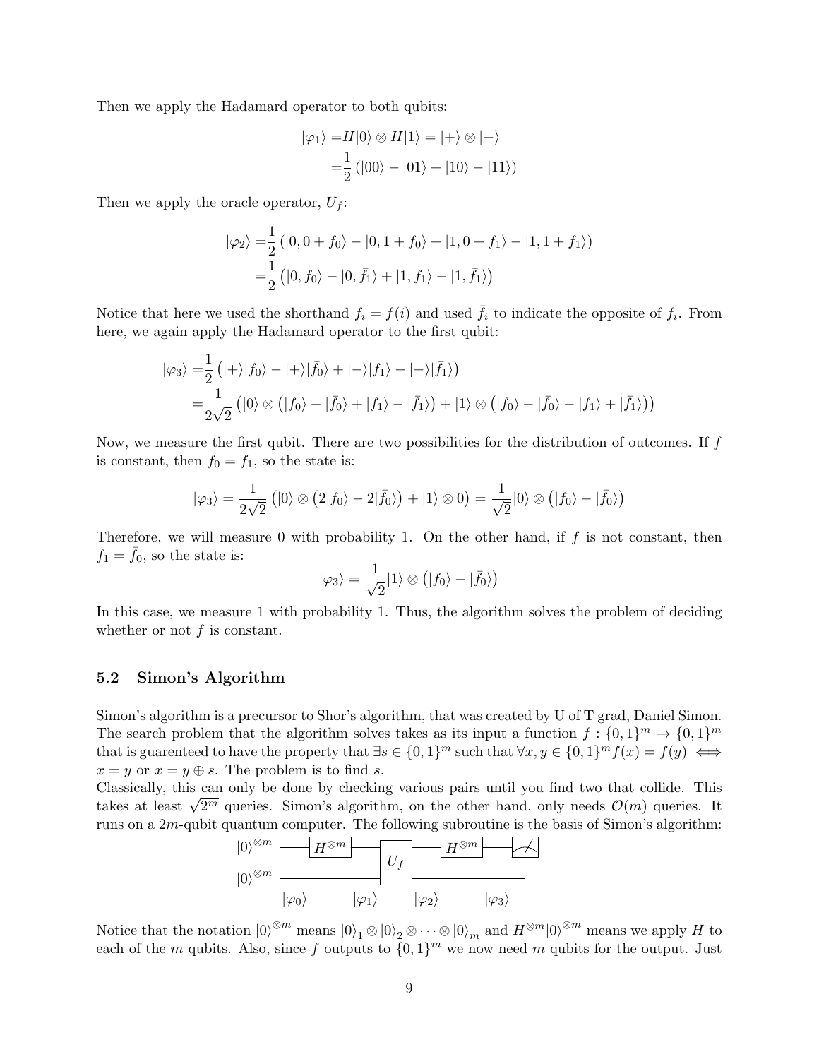Then we apply the Hadamard operator to both qubits:

$$
\begin{aligned}
|\varphi_1\rangle =& H|0\rangle \otimes H|1\rangle = |+\rangle \otimes |-\rangle \\
=& \frac{1}{2}\left(|00\rangle - |01\rangle + |10\rangle - |11\rangle\right)
\end{aligned}
$$

Then we apply the oracle operator, $U_f$:

$$
\begin{aligned}
|\varphi_2\rangle =& \frac{1}{2}\left(|0, 0 + f_0\rangle - |0, 1 + f_0\rangle + |1, 0 + f_1\rangle - |1, 1 + f_1\rangle\right) \\
=& \frac{1}{2}\left(|0, f_0\rangle - |0, \bar{f}_1\rangle + |1, f_1\rangle - |1, \bar{f}_1\rangle\right)
\end{aligned}
$$

Notice that here we used the shorthand $f_i = f(i)$ and used $\bar{f}_i$ to indicate the opposite of $f_i$. From here, we again apply the Hadamard operator to the first qubit:

$$
\begin{aligned}
|\varphi_3\rangle =& \frac{1}{2}\left(|+\rangle|f_0\rangle - |+\rangle|\bar{f}_0\rangle + |-\rangle|f_1\rangle - |-\rangle|\bar{f}_1\rangle\right) \\
=& \frac{1}{2\sqrt{2}}\left(|0\rangle \otimes \left(|f_0\rangle - |\bar{f}_0\rangle + |f_1\rangle - |\bar{f}_1\rangle\right) + |1\rangle \otimes \left(|f_0\rangle - |\bar{f}_0\rangle - |f_1\rangle + |\bar{f}_1\rangle\right)\right)
\end{aligned}
$$

Now, we measure the first qubit. There are two possibilities for the distribution of outcomes. If $f$ is constant, then $f_0 = f_1$, so the state is:

$$
|\varphi_3\rangle = \frac{1}{2\sqrt{2}}\left(|0\rangle \otimes \left(2|f_0\rangle - 2|\bar{f}_0\rangle\right) + |1\rangle \otimes 0\right) = \frac{1}{\sqrt{2}}|0\rangle \otimes \left(|f_0\rangle - |\bar{f}_0\rangle\right)
$$

Therefore, we will measure 0 with probability 1. On the other hand, if $f$ is not constant, then $f_1 = \bar{f}_0$, so the state is:

$$
|\varphi_3\rangle = \frac{1}{\sqrt{2}}|1\rangle \otimes \left(|f_0\rangle - |\bar{f}_0\rangle\right)
$$

In this case, we measure 1 with probability 1. Thus, the algorithm solves the problem of deciding whether or not $f$ is constant.

### 5.2 Simon's Algorithm

Simon's algorithm is a precursor to Shor's algorithm, that was created by U of T grad, Daniel Simon. The search problem that the algorithm solves takes as its input a function $f : \{0,1\}^m \to \{0,1\}^m$ that is guarenteed to have the property that $\exists s \in \{0,1\}^m$ such that $\forall x, y \in \{0,1\}^m f(x) = f(y) \iff x = y$ or $x = y \oplus s$. The problem is to find $s$.

Classically, this can only be done by checking various pairs until you find two that collide. This takes at least $\sqrt{2^m}$ queries. Simon's algorithm, on the other hand, only needs $\mathcal{O}(m)$ queries. It runs on a $2m$-qubit quantum computer. The following subroutine is the basis of Simon's algorithm:

$$
\begin{array}{l}
|0\rangle^{\otimes m} \;—\; H^{\otimes m} \;—\; U_f \;—\; H^{\otimes m} \;—\; \text{Measure} \\
|0\rangle^{\otimes m} \;—\;\quad\quad\quad\;—\; U_f \;—\; \\
\quad |\varphi_0\rangle \quad\quad |\varphi_1\rangle \quad\quad |\varphi_2\rangle \quad\quad |\varphi_3\rangle
\end{array}
$$

Notice that the notation $|0\rangle^{\otimes m}$ means $|0\rangle_1 \otimes |0\rangle_2 \otimes \cdots \otimes |0\rangle_m$ and $H^{\otimes m}|0\rangle^{\otimes m}$ means we apply $H$ to each of the $m$ qubits. Also, since $f$ outputs to $\{0,1\}^m$ we now need $m$ qubits for the output. Just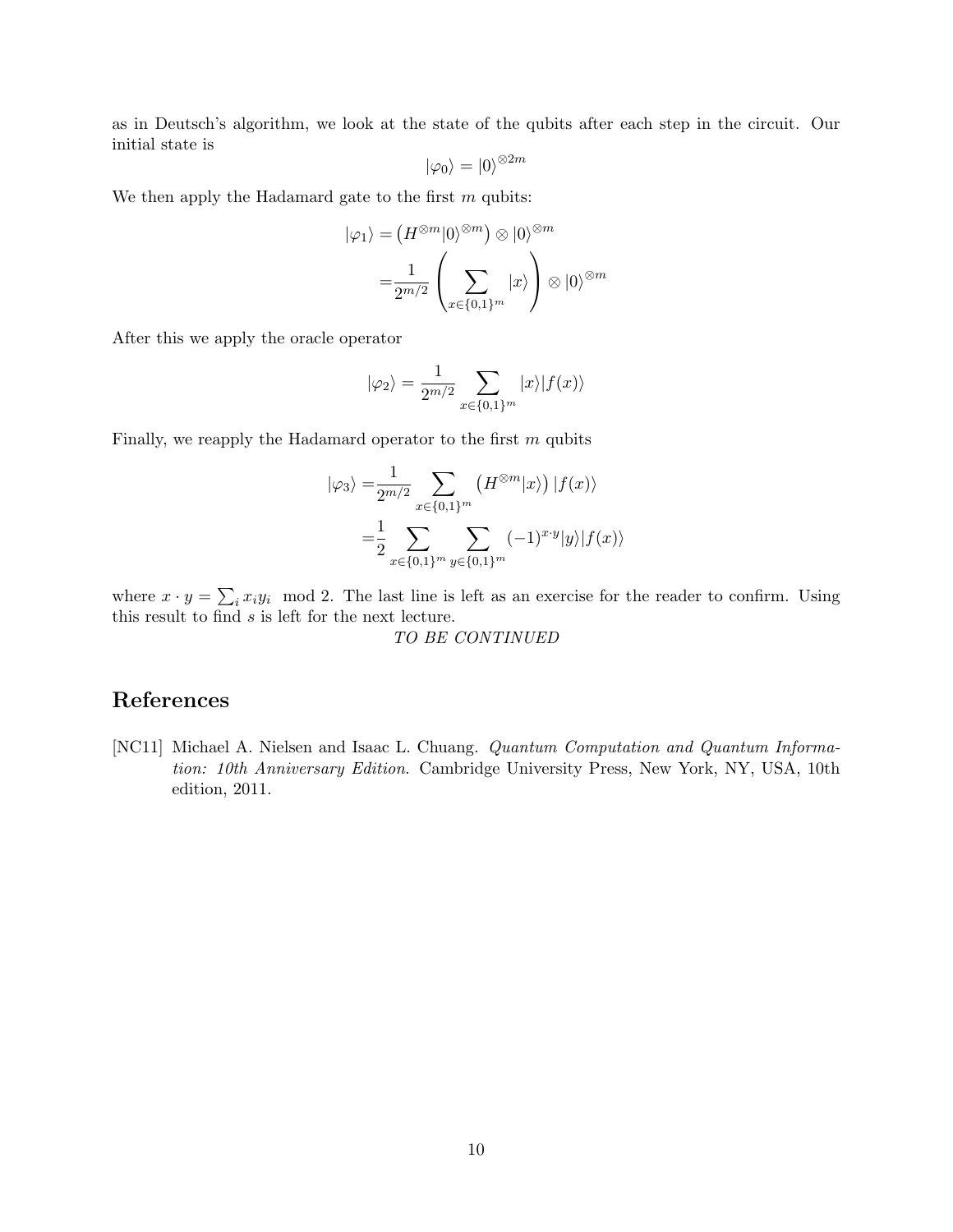as in Deutsch's algorithm, we look at the state of the qubits after each step in the circuit. Our initial state is

$$|\varphi_0\rangle = |0\rangle^{\otimes 2m}$$

We then apply the Hadamard gate to the first $m$ qubits:

$$\begin{aligned}
|\varphi_1\rangle &= \left(H^{\otimes m}|0\rangle^{\otimes m}\right) \otimes |0\rangle^{\otimes m} \\
&= \frac{1}{2^{m/2}} \left( \sum_{x \in \{0,1\}^m} |x\rangle \right) \otimes |0\rangle^{\otimes m}
\end{aligned}$$

After this we apply the oracle operator

$$|\varphi_2\rangle = \frac{1}{2^{m/2}} \sum_{x \in \{0,1\}^m} |x\rangle |f(x)\rangle$$

Finally, we reapply the Hadamard operator to the first $m$ qubits

$$\begin{aligned}
|\varphi_3\rangle &= \frac{1}{2^{m/2}} \sum_{x \in \{0,1\}^m} \left(H^{\otimes m}|x\rangle\right) |f(x)\rangle \\
&= \frac{1}{2} \sum_{x \in \{0,1\}^m} \sum_{y \in \{0,1\}^m} (-1)^{x \cdot y} |y\rangle |f(x)\rangle
\end{aligned}$$

where $x \cdot y = \sum_i x_i y_i \mod 2$. The last line is left as an exercise for the reader to confirm. Using this result to find $s$ is left for the next lecture.

*TO BE CONTINUED*

## References

[NC11] Michael A. Nielsen and Isaac L. Chuang. *Quantum Computation and Quantum Information: 10th Anniversary Edition*. Cambridge University Press, New York, NY, USA, 10th edition, 2011.